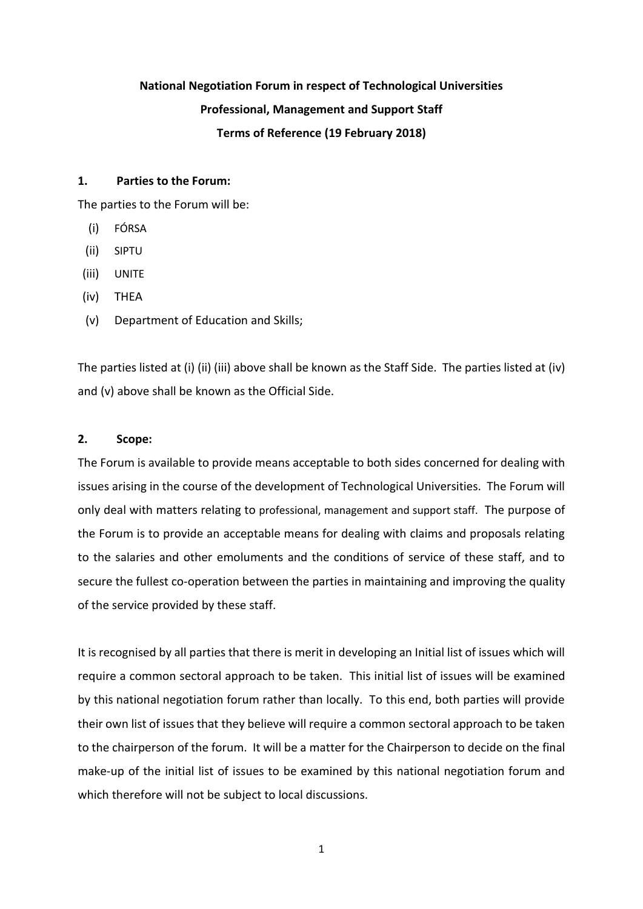**National Negotiation Forum in respect of Technological Universities**

**Professional, Management and Support Staff**

**Terms of Reference (19 February 2018)**

## 1. Parties to the Forum:

The parties to the Forum will be:

(i) FÓRSA
(ii) SIPTU
(iii) UNITE
(iv) THEA
(v) Department of Education and Skills;

The parties listed at (i) (ii) (iii) above shall be known as the Staff Side. The parties listed at (iv) and (v) above shall be known as the Official Side.

## 2. Scope:

The Forum is available to provide means acceptable to both sides concerned for dealing with issues arising in the course of the development of Technological Universities. The Forum will only deal with matters relating to professional, management and support staff. The purpose of the Forum is to provide an acceptable means for dealing with claims and proposals relating to the salaries and other emoluments and the conditions of service of these staff, and to secure the fullest co-operation between the parties in maintaining and improving the quality of the service provided by these staff.

It is recognised by all parties that there is merit in developing an Initial list of issues which will require a common sectoral approach to be taken. This initial list of issues will be examined by this national negotiation forum rather than locally. To this end, both parties will provide their own list of issues that they believe will require a common sectoral approach to be taken to the chairperson of the forum. It will be a matter for the Chairperson to decide on the final make-up of the initial list of issues to be examined by this national negotiation forum and which therefore will not be subject to local discussions.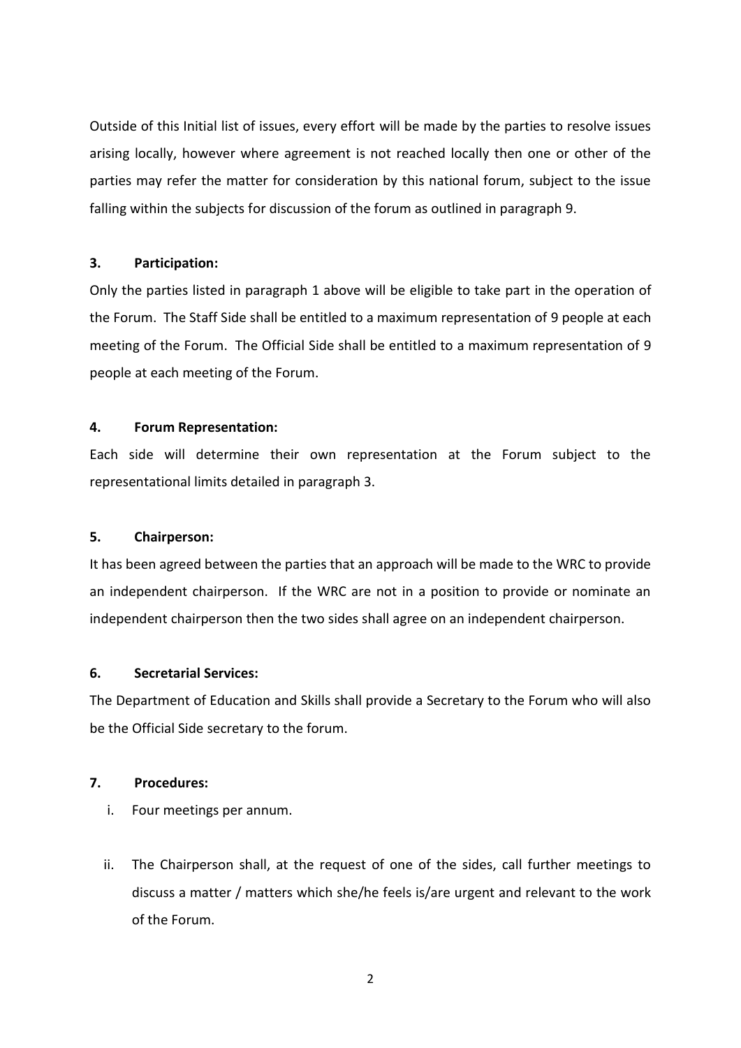Outside of this Initial list of issues, every effort will be made by the parties to resolve issues arising locally, however where agreement is not reached locally then one or other of the parties may refer the matter for consideration by this national forum, subject to the issue falling within the subjects for discussion of the forum as outlined in paragraph 9.

**3. Participation:**

Only the parties listed in paragraph 1 above will be eligible to take part in the operation of the Forum. The Staff Side shall be entitled to a maximum representation of 9 people at each meeting of the Forum. The Official Side shall be entitled to a maximum representation of 9 people at each meeting of the Forum.

**4. Forum Representation:**

Each side will determine their own representation at the Forum subject to the representational limits detailed in paragraph 3.

**5. Chairperson:**

It has been agreed between the parties that an approach will be made to the WRC to provide an independent chairperson. If the WRC are not in a position to provide or nominate an independent chairperson then the two sides shall agree on an independent chairperson.

**6. Secretarial Services:**

The Department of Education and Skills shall provide a Secretary to the Forum who will also be the Official Side secretary to the forum.

**7. Procedures:**

i. Four meetings per annum.

ii. The Chairperson shall, at the request of one of the sides, call further meetings to discuss a matter / matters which she/he feels is/are urgent and relevant to the work of the Forum.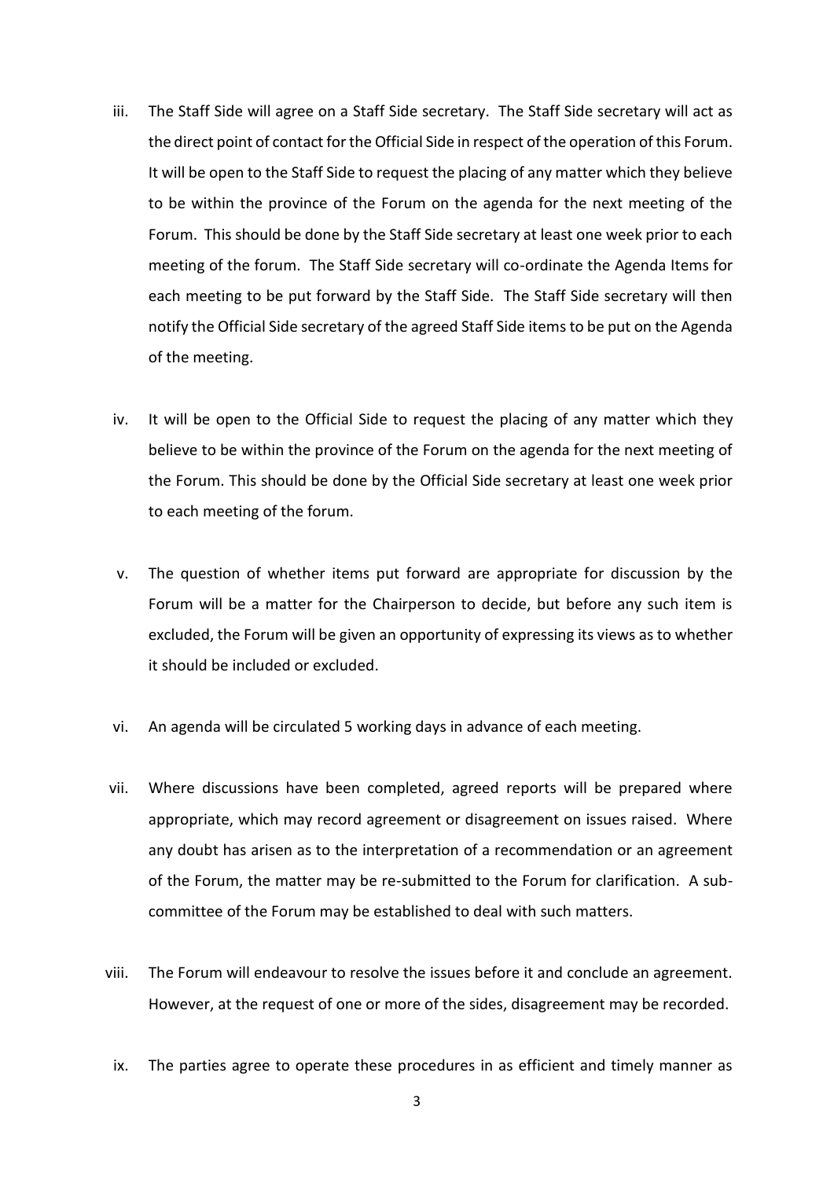iii. The Staff Side will agree on a Staff Side secretary. The Staff Side secretary will act as the direct point of contact for the Official Side in respect of the operation of this Forum. It will be open to the Staff Side to request the placing of any matter which they believe to be within the province of the Forum on the agenda for the next meeting of the Forum. This should be done by the Staff Side secretary at least one week prior to each meeting of the forum. The Staff Side secretary will co-ordinate the Agenda Items for each meeting to be put forward by the Staff Side. The Staff Side secretary will then notify the Official Side secretary of the agreed Staff Side items to be put on the Agenda of the meeting.

iv. It will be open to the Official Side to request the placing of any matter which they believe to be within the province of the Forum on the agenda for the next meeting of the Forum. This should be done by the Official Side secretary at least one week prior to each meeting of the forum.

v. The question of whether items put forward are appropriate for discussion by the Forum will be a matter for the Chairperson to decide, but before any such item is excluded, the Forum will be given an opportunity of expressing its views as to whether it should be included or excluded.

vi. An agenda will be circulated 5 working days in advance of each meeting.

vii. Where discussions have been completed, agreed reports will be prepared where appropriate, which may record agreement or disagreement on issues raised. Where any doubt has arisen as to the interpretation of a recommendation or an agreement of the Forum, the matter may be re-submitted to the Forum for clarification. A sub-committee of the Forum may be established to deal with such matters.

viii. The Forum will endeavour to resolve the issues before it and conclude an agreement. However, at the request of one or more of the sides, disagreement may be recorded.

ix. The parties agree to operate these procedures in as efficient and timely manner as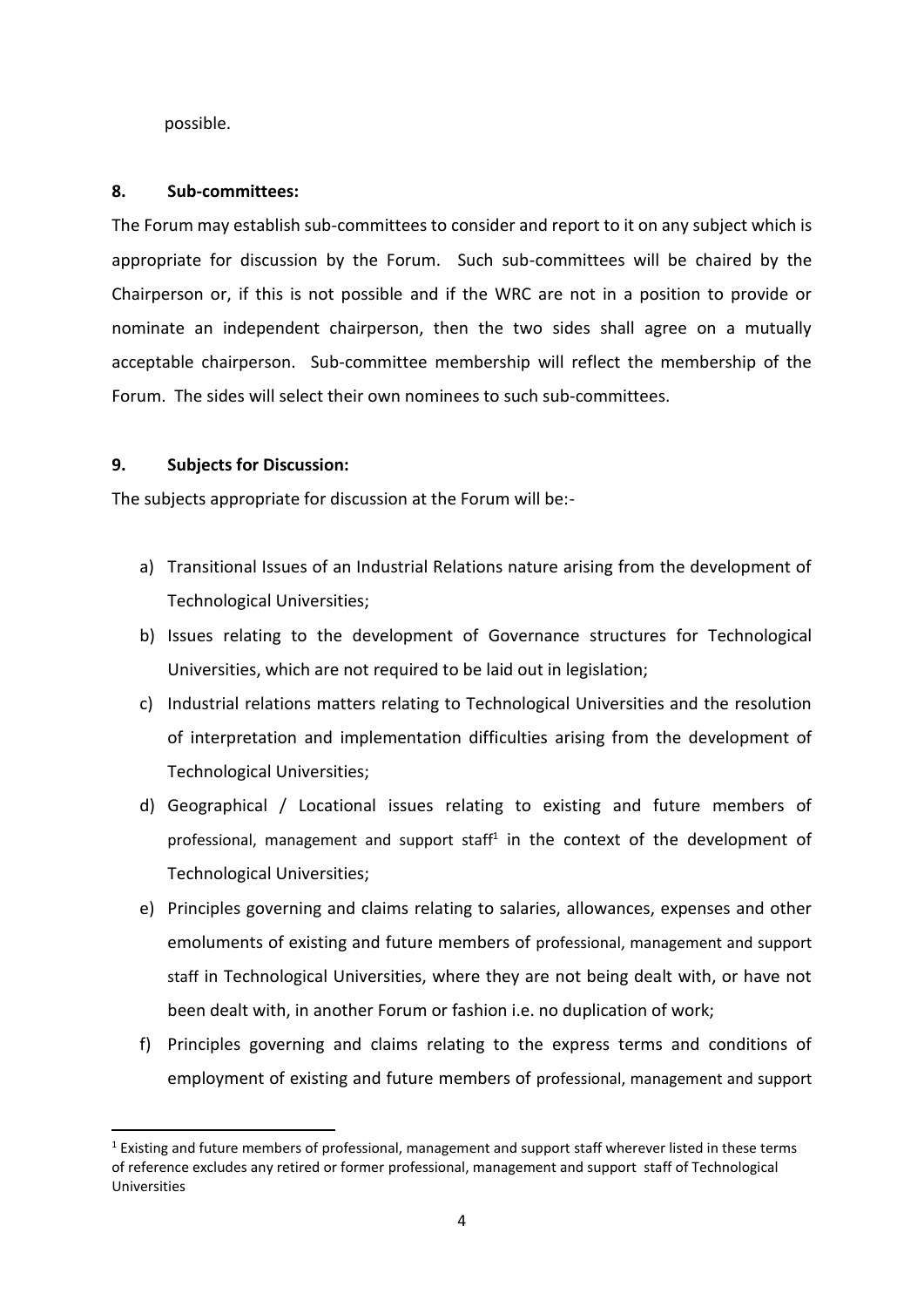possible.

**8. Sub-committees:**

The Forum may establish sub-committees to consider and report to it on any subject which is appropriate for discussion by the Forum. Such sub-committees will be chaired by the Chairperson or, if this is not possible and if the WRC are not in a position to provide or nominate an independent chairperson, then the two sides shall agree on a mutually acceptable chairperson. Sub-committee membership will reflect the membership of the Forum. The sides will select their own nominees to such sub-committees.

**9. Subjects for Discussion:**

The subjects appropriate for discussion at the Forum will be:-

a) Transitional Issues of an Industrial Relations nature arising from the development of Technological Universities;

b) Issues relating to the development of Governance structures for Technological Universities, which are not required to be laid out in legislation;

c) Industrial relations matters relating to Technological Universities and the resolution of interpretation and implementation difficulties arising from the development of Technological Universities;

d) Geographical / Locational issues relating to existing and future members of professional, management and support staff[1] in the context of the development of Technological Universities;

e) Principles governing and claims relating to salaries, allowances, expenses and other emoluments of existing and future members of professional, management and support staff in Technological Universities, where they are not being dealt with, or have not been dealt with, in another Forum or fashion i.e. no duplication of work;

f) Principles governing and claims relating to the express terms and conditions of employment of existing and future members of professional, management and support

[1] Existing and future members of professional, management and support staff wherever listed in these terms of reference excludes any retired or former professional, management and support staff of Technological Universities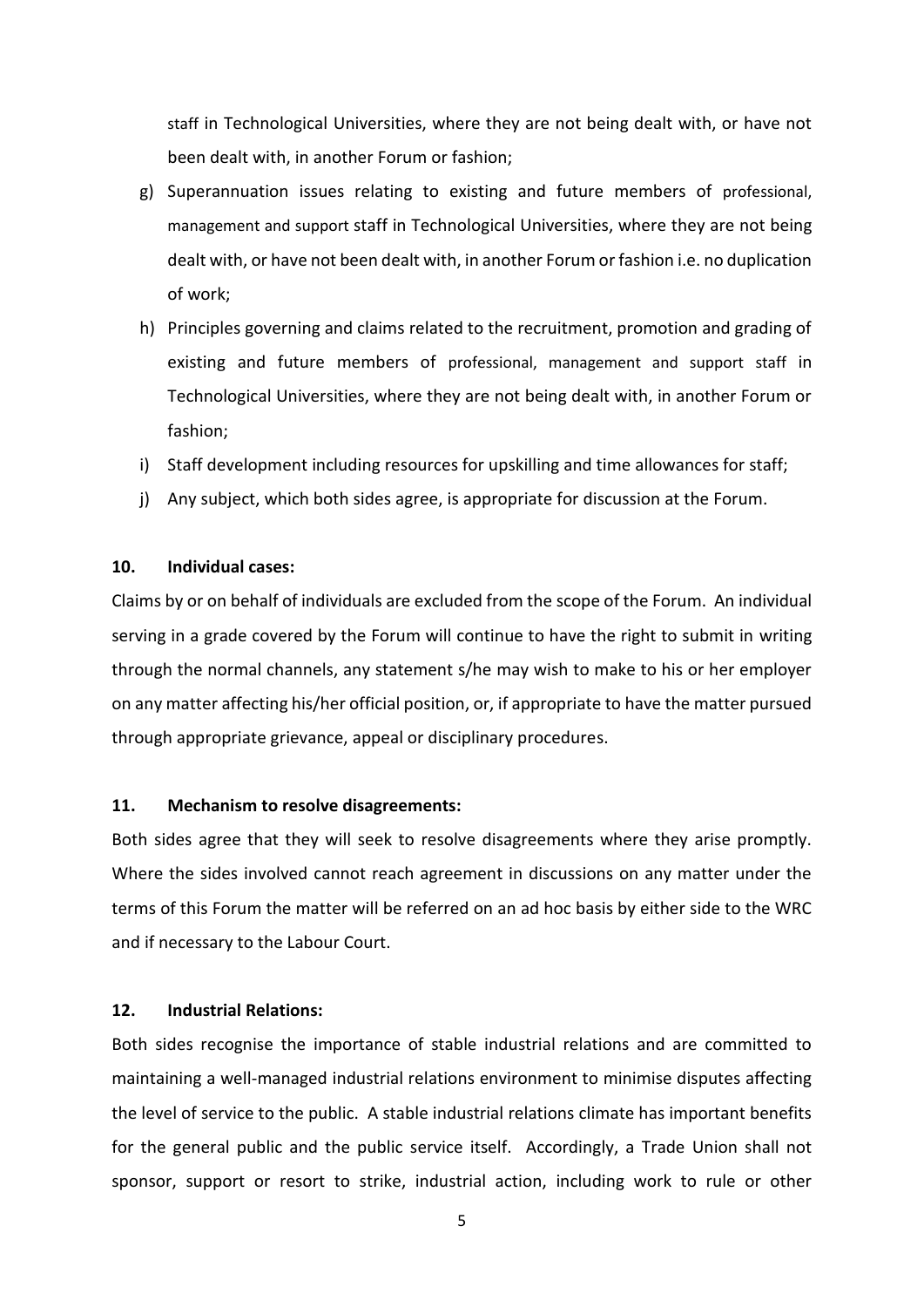staff in Technological Universities, where they are not being dealt with, or have not been dealt with, in another Forum or fashion;

g) Superannuation issues relating to existing and future members of professional, management and support staff in Technological Universities, where they are not being dealt with, or have not been dealt with, in another Forum or fashion i.e. no duplication of work;

h) Principles governing and claims related to the recruitment, promotion and grading of existing and future members of professional, management and support staff in Technological Universities, where they are not being dealt with, in another Forum or fashion;

i) Staff development including resources for upskilling and time allowances for staff;

j) Any subject, which both sides agree, is appropriate for discussion at the Forum.

**10. Individual cases:**

Claims by or on behalf of individuals are excluded from the scope of the Forum. An individual serving in a grade covered by the Forum will continue to have the right to submit in writing through the normal channels, any statement s/he may wish to make to his or her employer on any matter affecting his/her official position, or, if appropriate to have the matter pursued through appropriate grievance, appeal or disciplinary procedures.

**11. Mechanism to resolve disagreements:**

Both sides agree that they will seek to resolve disagreements where they arise promptly. Where the sides involved cannot reach agreement in discussions on any matter under the terms of this Forum the matter will be referred on an ad hoc basis by either side to the WRC and if necessary to the Labour Court.

**12. Industrial Relations:**

Both sides recognise the importance of stable industrial relations and are committed to maintaining a well-managed industrial relations environment to minimise disputes affecting the level of service to the public. A stable industrial relations climate has important benefits for the general public and the public service itself. Accordingly, a Trade Union shall not sponsor, support or resort to strike, industrial action, including work to rule or other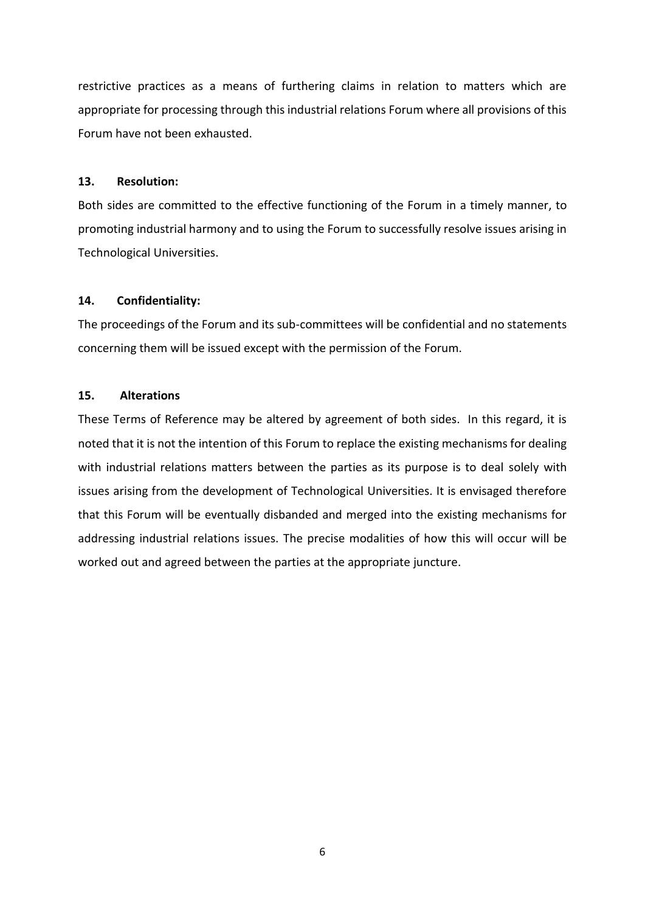restrictive practices as a means of furthering claims in relation to matters which are appropriate for processing through this industrial relations Forum where all provisions of this Forum have not been exhausted.

**13. Resolution:**

Both sides are committed to the effective functioning of the Forum in a timely manner, to promoting industrial harmony and to using the Forum to successfully resolve issues arising in Technological Universities.

**14. Confidentiality:**

The proceedings of the Forum and its sub-committees will be confidential and no statements concerning them will be issued except with the permission of the Forum.

**15. Alterations**

These Terms of Reference may be altered by agreement of both sides. In this regard, it is noted that it is not the intention of this Forum to replace the existing mechanisms for dealing with industrial relations matters between the parties as its purpose is to deal solely with issues arising from the development of Technological Universities. It is envisaged therefore that this Forum will be eventually disbanded and merged into the existing mechanisms for addressing industrial relations issues. The precise modalities of how this will occur will be worked out and agreed between the parties at the appropriate juncture.